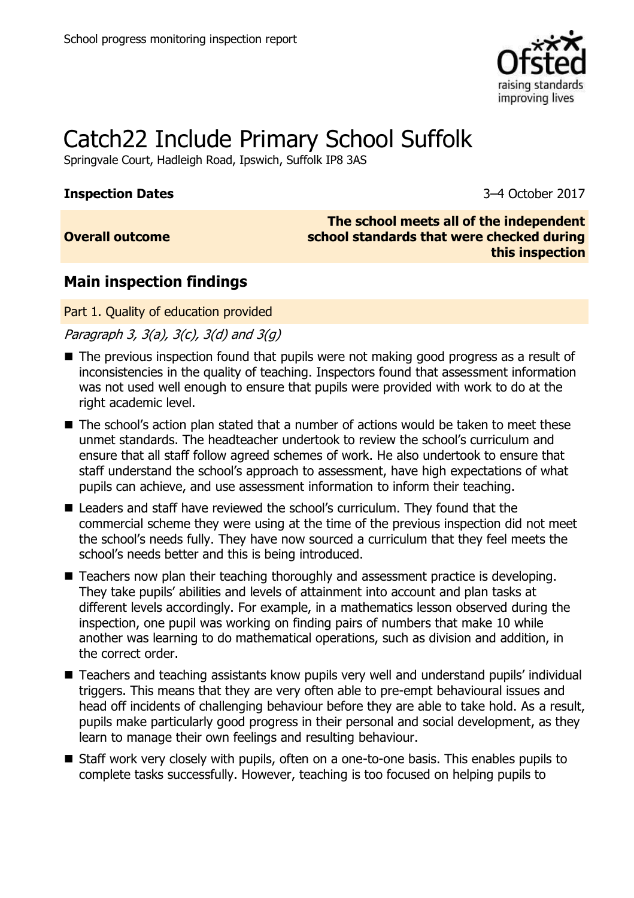# Catch22 Include Primary School Suffolk

Springvale Court, Hadleigh Road, Ipswich, Suffolk IP8 3AS

**Inspection Dates** 3–4 October 2017

| **Overall outcome** | **The school meets all of the independent school standards that were checked during this inspection** |
|---|---|

## Main inspection findings

### Part 1. Quality of education provided

*Paragraph 3, 3(a), 3(c), 3(d) and 3(g)*

- The previous inspection found that pupils were not making good progress as a result of inconsistencies in the quality of teaching. Inspectors found that assessment information was not used well enough to ensure that pupils were provided with work to do at the right academic level.
- The school's action plan stated that a number of actions would be taken to meet these unmet standards. The headteacher undertook to review the school's curriculum and ensure that all staff follow agreed schemes of work. He also undertook to ensure that staff understand the school's approach to assessment, have high expectations of what pupils can achieve, and use assessment information to inform their teaching.
- Leaders and staff have reviewed the school's curriculum. They found that the commercial scheme they were using at the time of the previous inspection did not meet the school's needs fully. They have now sourced a curriculum that they feel meets the school's needs better and this is being introduced.
- Teachers now plan their teaching thoroughly and assessment practice is developing. They take pupils' abilities and levels of attainment into account and plan tasks at different levels accordingly. For example, in a mathematics lesson observed during the inspection, one pupil was working on finding pairs of numbers that make 10 while another was learning to do mathematical operations, such as division and addition, in the correct order.
- Teachers and teaching assistants know pupils very well and understand pupils' individual triggers. This means that they are very often able to pre-empt behavioural issues and head off incidents of challenging behaviour before they are able to take hold. As a result, pupils make particularly good progress in their personal and social development, as they learn to manage their own feelings and resulting behaviour.
- Staff work very closely with pupils, often on a one-to-one basis. This enables pupils to complete tasks successfully. However, teaching is too focused on helping pupils to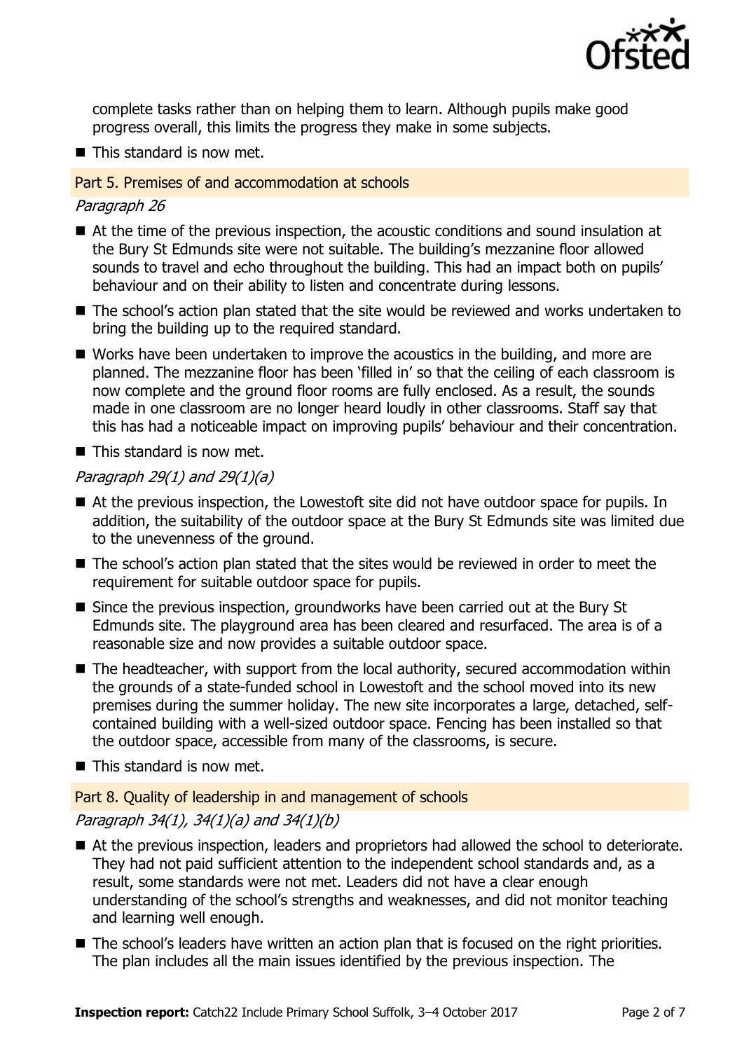complete tasks rather than on helping them to learn. Although pupils make good progress overall, this limits the progress they make in some subjects.

- This standard is now met.

## Part 5. Premises of and accommodation at schools

*Paragraph 26*

- At the time of the previous inspection, the acoustic conditions and sound insulation at the Bury St Edmunds site were not suitable. The building's mezzanine floor allowed sounds to travel and echo throughout the building. This had an impact both on pupils' behaviour and on their ability to listen and concentrate during lessons.
- The school's action plan stated that the site would be reviewed and works undertaken to bring the building up to the required standard.
- Works have been undertaken to improve the acoustics in the building, and more are planned. The mezzanine floor has been 'filled in' so that the ceiling of each classroom is now complete and the ground floor rooms are fully enclosed. As a result, the sounds made in one classroom are no longer heard loudly in other classrooms. Staff say that this has had a noticeable impact on improving pupils' behaviour and their concentration.
- This standard is now met.

*Paragraph 29(1) and 29(1)(a)*

- At the previous inspection, the Lowestoft site did not have outdoor space for pupils. In addition, the suitability of the outdoor space at the Bury St Edmunds site was limited due to the unevenness of the ground.
- The school's action plan stated that the sites would be reviewed in order to meet the requirement for suitable outdoor space for pupils.
- Since the previous inspection, groundworks have been carried out at the Bury St Edmunds site. The playground area has been cleared and resurfaced. The area is of a reasonable size and now provides a suitable outdoor space.
- The headteacher, with support from the local authority, secured accommodation within the grounds of a state-funded school in Lowestoft and the school moved into its new premises during the summer holiday. The new site incorporates a large, detached, self-contained building with a well-sized outdoor space. Fencing has been installed so that the outdoor space, accessible from many of the classrooms, is secure.
- This standard is now met.

## Part 8. Quality of leadership in and management of schools

*Paragraph 34(1), 34(1)(a) and 34(1)(b)*

- At the previous inspection, leaders and proprietors had allowed the school to deteriorate. They had not paid sufficient attention to the independent school standards and, as a result, some standards were not met. Leaders did not have a clear enough understanding of the school's strengths and weaknesses, and did not monitor teaching and learning well enough.
- The school's leaders have written an action plan that is focused on the right priorities. The plan includes all the main issues identified by the previous inspection. The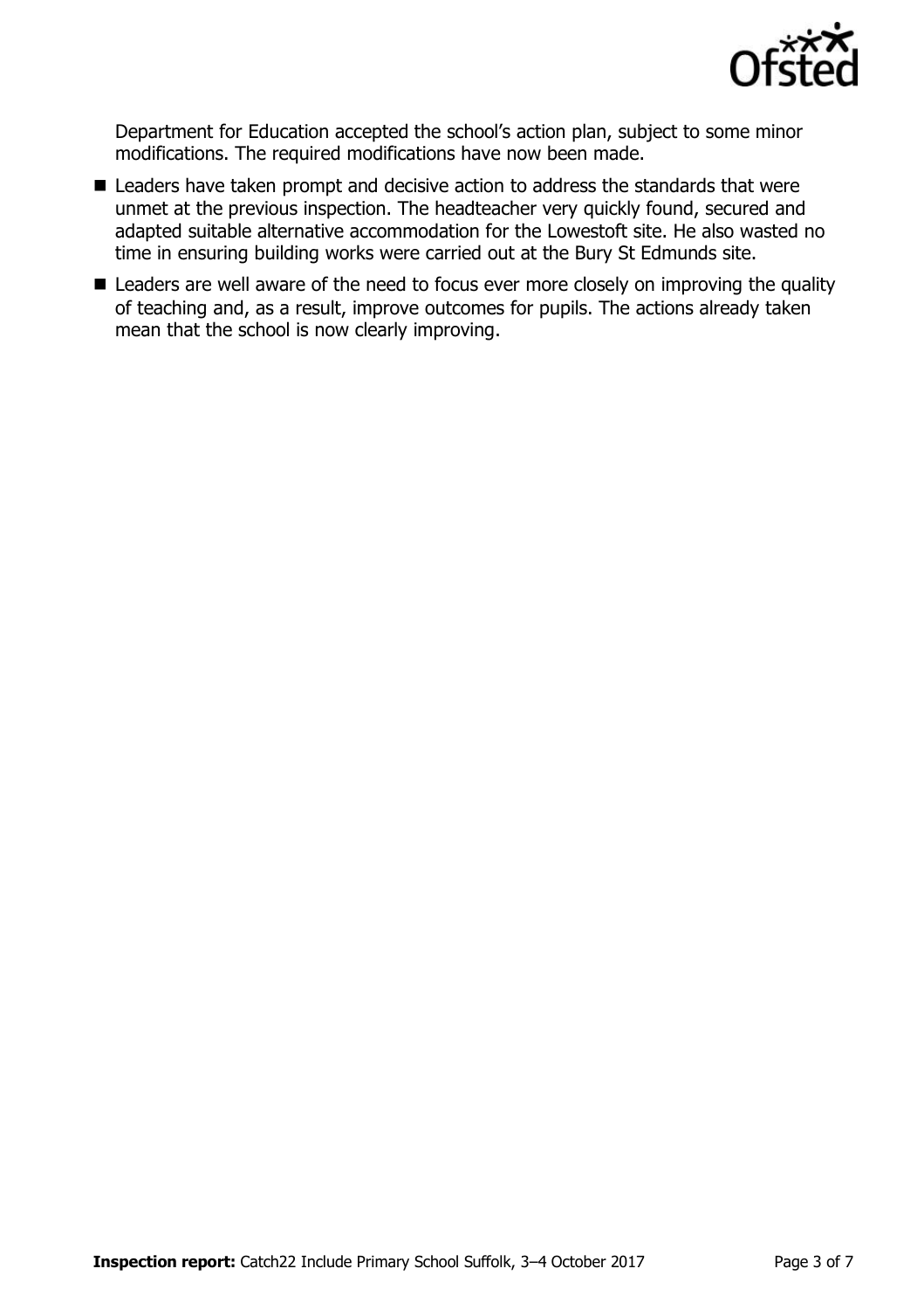Department for Education accepted the school's action plan, subject to some minor modifications. The required modifications have now been made.

- Leaders have taken prompt and decisive action to address the standards that were unmet at the previous inspection. The headteacher very quickly found, secured and adapted suitable alternative accommodation for the Lowestoft site. He also wasted no time in ensuring building works were carried out at the Bury St Edmunds site.
- Leaders are well aware of the need to focus ever more closely on improving the quality of teaching and, as a result, improve outcomes for pupils. The actions already taken mean that the school is now clearly improving.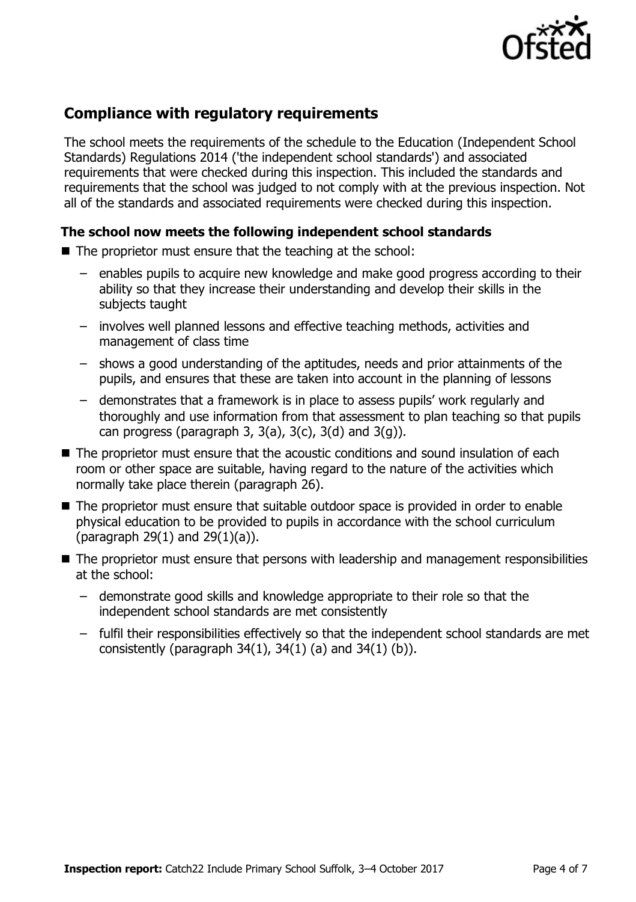## Compliance with regulatory requirements

The school meets the requirements of the schedule to the Education (Independent School Standards) Regulations 2014 ('the independent school standards') and associated requirements that were checked during this inspection. This included the standards and requirements that the school was judged to not comply with at the previous inspection. Not all of the standards and associated requirements were checked during this inspection.

### The school now meets the following independent school standards

- The proprietor must ensure that the teaching at the school:
  - enables pupils to acquire new knowledge and make good progress according to their ability so that they increase their understanding and develop their skills in the subjects taught
  - involves well planned lessons and effective teaching methods, activities and management of class time
  - shows a good understanding of the aptitudes, needs and prior attainments of the pupils, and ensures that these are taken into account in the planning of lessons
  - demonstrates that a framework is in place to assess pupils' work regularly and thoroughly and use information from that assessment to plan teaching so that pupils can progress (paragraph 3, 3(a), 3(c), 3(d) and 3(g)).
- The proprietor must ensure that the acoustic conditions and sound insulation of each room or other space are suitable, having regard to the nature of the activities which normally take place therein (paragraph 26).
- The proprietor must ensure that suitable outdoor space is provided in order to enable physical education to be provided to pupils in accordance with the school curriculum (paragraph 29(1) and 29(1)(a)).
- The proprietor must ensure that persons with leadership and management responsibilities at the school:
  - demonstrate good skills and knowledge appropriate to their role so that the independent school standards are met consistently
  - fulfil their responsibilities effectively so that the independent school standards are met consistently (paragraph 34(1), 34(1) (a) and 34(1) (b)).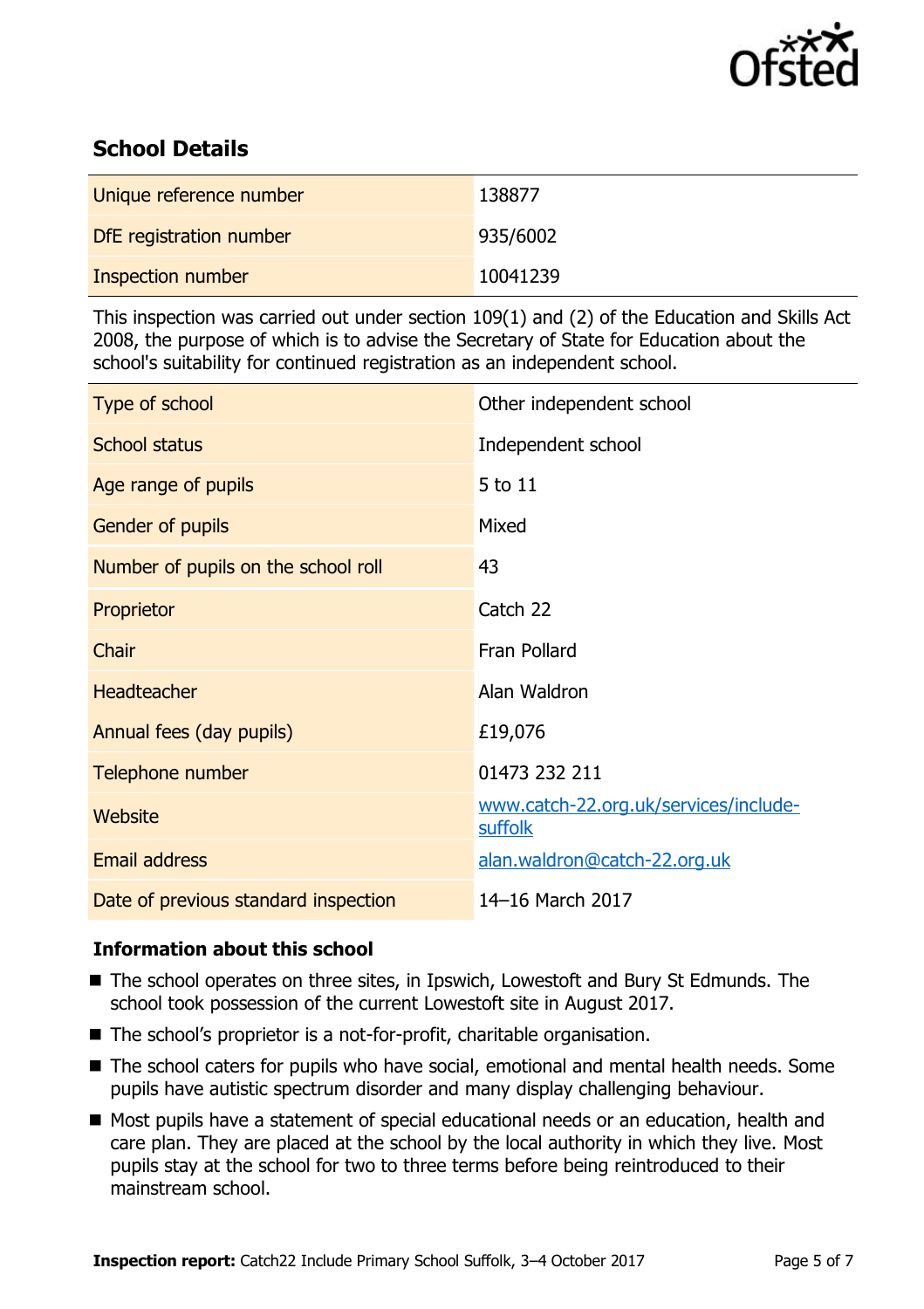## School Details

| | |
|---|---|
| Unique reference number | 138877 |
| DfE registration number | 935/6002 |
| Inspection number | 10041239 |

This inspection was carried out under section 109(1) and (2) of the Education and Skills Act 2008, the purpose of which is to advise the Secretary of State for Education about the school's suitability for continued registration as an independent school.

| | |
|---|---|
| Type of school | Other independent school |
| School status | Independent school |
| Age range of pupils | 5 to 11 |
| Gender of pupils | Mixed |
| Number of pupils on the school roll | 43 |
| Proprietor | Catch 22 |
| Chair | Fran Pollard |
| Headteacher | Alan Waldron |
| Annual fees (day pupils) | £19,076 |
| Telephone number | 01473 232 211 |
| Website | www.catch-22.org.uk/services/include-suffolk |
| Email address | alan.waldron@catch-22.org.uk |
| Date of previous standard inspection | 14–16 March 2017 |

### Information about this school

- The school operates on three sites, in Ipswich, Lowestoft and Bury St Edmunds. The school took possession of the current Lowestoft site in August 2017.
- The school's proprietor is a not-for-profit, charitable organisation.
- The school caters for pupils who have social, emotional and mental health needs. Some pupils have autistic spectrum disorder and many display challenging behaviour.
- Most pupils have a statement of special educational needs or an education, health and care plan. They are placed at the school by the local authority in which they live. Most pupils stay at the school for two to three terms before being reintroduced to their mainstream school.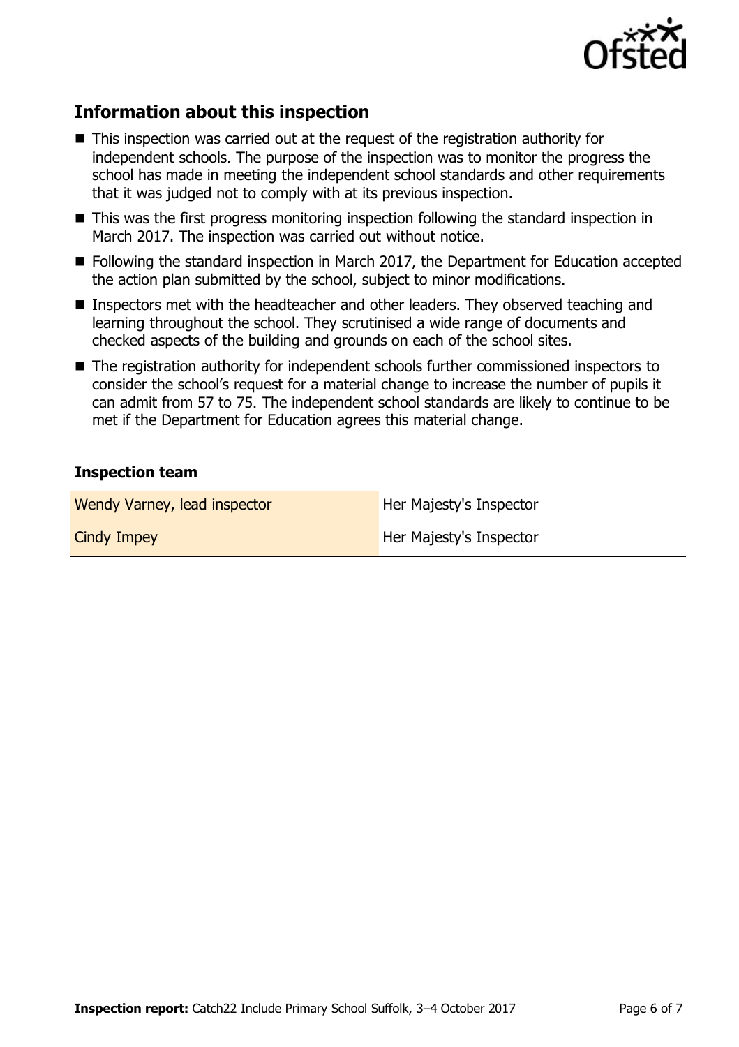## Information about this inspection

- This inspection was carried out at the request of the registration authority for independent schools. The purpose of the inspection was to monitor the progress the school has made in meeting the independent school standards and other requirements that it was judged not to comply with at its previous inspection.
- This was the first progress monitoring inspection following the standard inspection in March 2017. The inspection was carried out without notice.
- Following the standard inspection in March 2017, the Department for Education accepted the action plan submitted by the school, subject to minor modifications.
- Inspectors met with the headteacher and other leaders. They observed teaching and learning throughout the school. They scrutinised a wide range of documents and checked aspects of the building and grounds on each of the school sites.
- The registration authority for independent schools further commissioned inspectors to consider the school's request for a material change to increase the number of pupils it can admit from 57 to 75. The independent school standards are likely to continue to be met if the Department for Education agrees this material change.

### Inspection team

| | |
|---|---|
| Wendy Varney, lead inspector | Her Majesty's Inspector |
| Cindy Impey | Her Majesty's Inspector |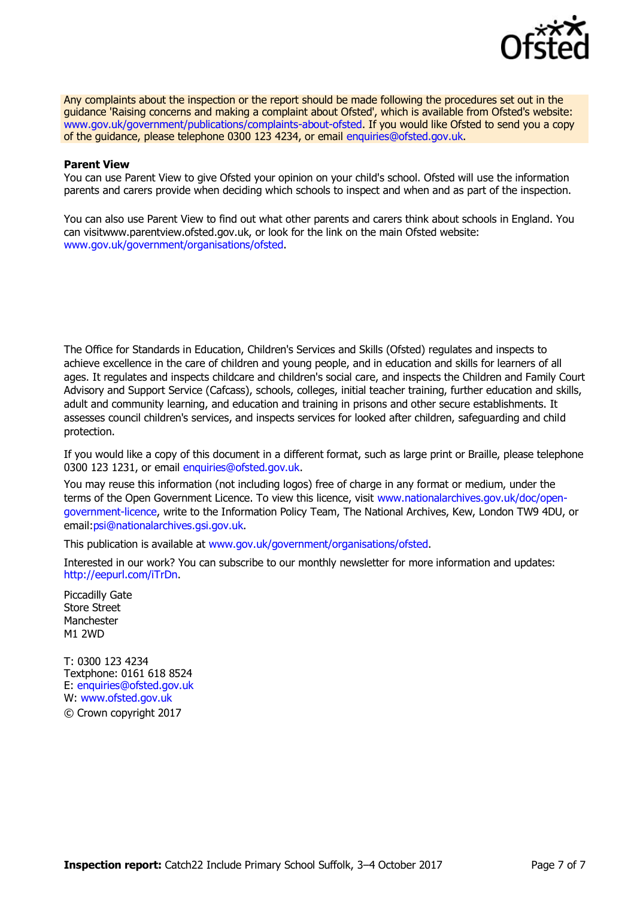Any complaints about the inspection or the report should be made following the procedures set out in the guidance 'Raising concerns and making a complaint about Ofsted', which is available from Ofsted's website: www.gov.uk/government/publications/complaints-about-ofsted. If you would like Ofsted to send you a copy of the guidance, please telephone 0300 123 4234, or email enquiries@ofsted.gov.uk.

**Parent View**

You can use Parent View to give Ofsted your opinion on your child's school. Ofsted will use the information parents and carers provide when deciding which schools to inspect and when and as part of the inspection.

You can also use Parent View to find out what other parents and carers think about schools in England. You can visitwww.parentview.ofsted.gov.uk, or look for the link on the main Ofsted website: www.gov.uk/government/organisations/ofsted.

The Office for Standards in Education, Children's Services and Skills (Ofsted) regulates and inspects to achieve excellence in the care of children and young people, and in education and skills for learners of all ages. It regulates and inspects childcare and children's social care, and inspects the Children and Family Court Advisory and Support Service (Cafcass), schools, colleges, initial teacher training, further education and skills, adult and community learning, and education and training in prisons and other secure establishments. It assesses council children's services, and inspects services for looked after children, safeguarding and child protection.

If you would like a copy of this document in a different format, such as large print or Braille, please telephone 0300 123 1231, or email enquiries@ofsted.gov.uk.

You may reuse this information (not including logos) free of charge in any format or medium, under the terms of the Open Government Licence. To view this licence, visit www.nationalarchives.gov.uk/doc/open-government-licence, write to the Information Policy Team, The National Archives, Kew, London TW9 4DU, or email:psi@nationalarchives.gsi.gov.uk.

This publication is available at www.gov.uk/government/organisations/ofsted.

Interested in our work? You can subscribe to our monthly newsletter for more information and updates: http://eepurl.com/iTrDn.

Piccadilly Gate
Store Street
Manchester
M1 2WD

T: 0300 123 4234
Textphone: 0161 618 8524
E: enquiries@ofsted.gov.uk
W: www.ofsted.gov.uk
© Crown copyright 2017